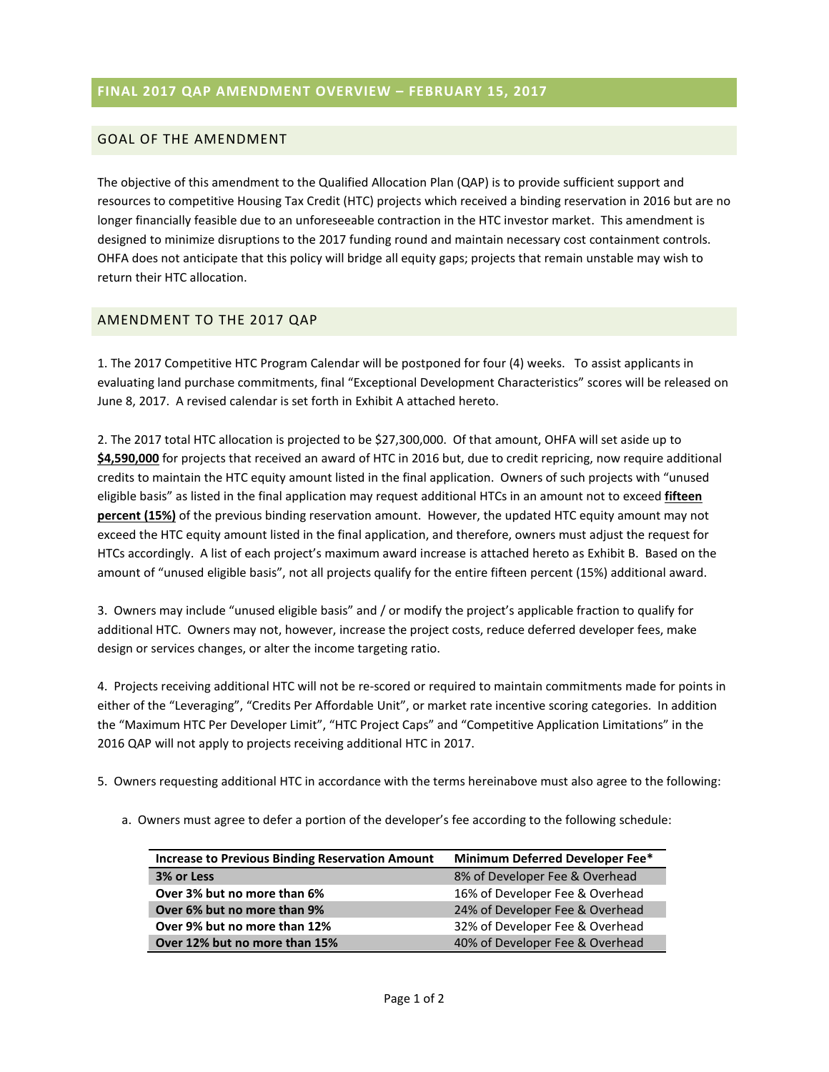# FINAL 2017 QAP AMENDMENT OVERVIEW – FEBRUARY 15, 2017

## GOAL OF THE AMENDMENT

The objective of this amendment to the Qualified Allocation Plan (QAP) is to provide sufficient support and resources to competitive Housing Tax Credit (HTC) projects which received a binding reservation in 2016 but are no longer financially feasible due to an unforeseeable contraction in the HTC investor market. This amendment is designed to minimize disruptions to the 2017 funding round and maintain necessary cost containment controls. OHFA does not anticipate that this policy will bridge all equity gaps; projects that remain unstable may wish to return their HTC allocation.

## AMENDMENT TO THE 2017 QAP

1. The 2017 Competitive HTC Program Calendar will be postponed for four (4) weeks. To assist applicants in evaluating land purchase commitments, final "Exceptional Development Characteristics" scores will be released on June 8, 2017. A revised calendar is set forth in Exhibit A attached hereto.

2. The 2017 total HTC allocation is projected to be $27,300,000. Of that amount, OHFA will set aside up to **$4,590,000** for projects that received an award of HTC in 2016 but, due to credit repricing, now require additional credits to maintain the HTC equity amount listed in the final application. Owners of such projects with "unused eligible basis" as listed in the final application may request additional HTCs in an amount not to exceed **fifteen percent (15%)** of the previous binding reservation amount. However, the updated HTC equity amount may not exceed the HTC equity amount listed in the final application, and therefore, owners must adjust the request for HTCs accordingly. A list of each project's maximum award increase is attached hereto as Exhibit B. Based on the amount of "unused eligible basis", not all projects qualify for the entire fifteen percent (15%) additional award.

3. Owners may include "unused eligible basis" and / or modify the project's applicable fraction to qualify for additional HTC. Owners may not, however, increase the project costs, reduce deferred developer fees, make design or services changes, or alter the income targeting ratio.

4. Projects receiving additional HTC will not be re-scored or required to maintain commitments made for points in either of the "Leveraging", "Credits Per Affordable Unit", or market rate incentive scoring categories. In addition the "Maximum HTC Per Developer Limit", "HTC Project Caps" and "Competitive Application Limitations" in the 2016 QAP will not apply to projects receiving additional HTC in 2017.

5. Owners requesting additional HTC in accordance with the terms hereinabove must also agree to the following:

   a. Owners must agree to defer a portion of the developer's fee according to the following schedule:

| Increase to Previous Binding Reservation Amount | Minimum Deferred Developer Fee* |
|---|---|
| **3% or Less** | 8% of Developer Fee & Overhead |
| **Over 3% but no more than 6%** | 16% of Developer Fee & Overhead |
| **Over 6% but no more than 9%** | 24% of Developer Fee & Overhead |
| **Over 9% but no more than 12%** | 32% of Developer Fee & Overhead |
| **Over 12% but no more than 15%** | 40% of Developer Fee & Overhead |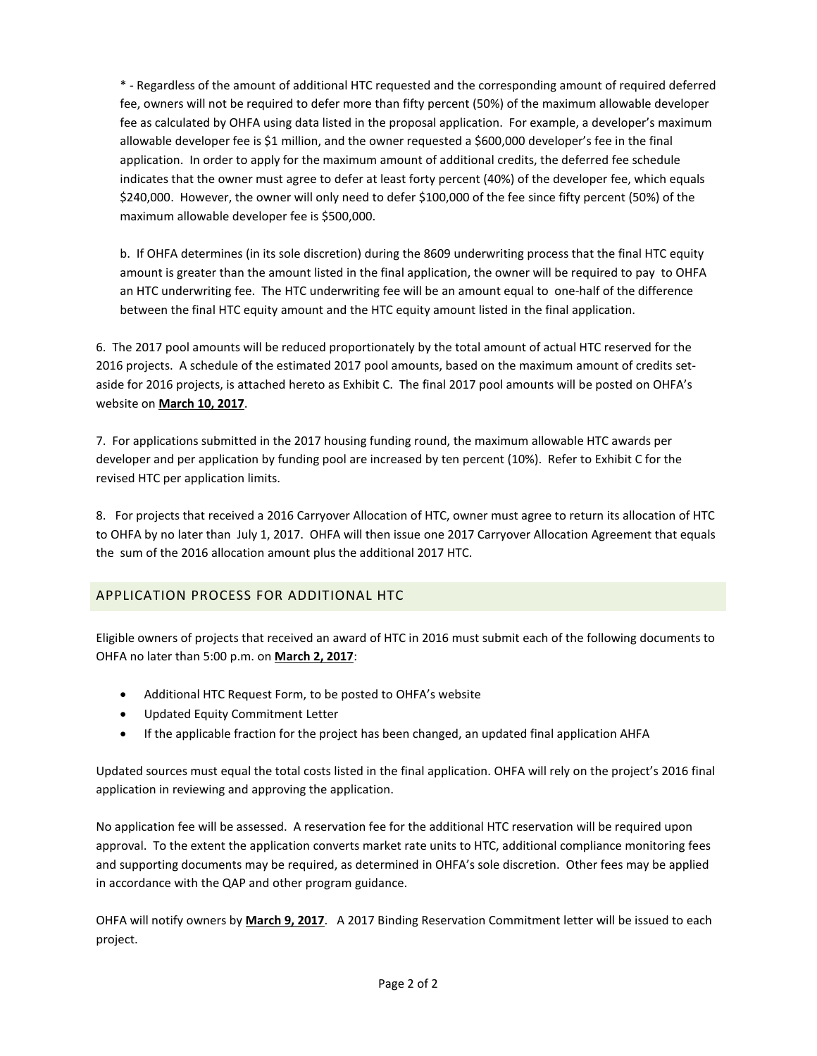* - Regardless of the amount of additional HTC requested and the corresponding amount of required deferred fee, owners will not be required to defer more than fifty percent (50%) of the maximum allowable developer fee as calculated by OHFA using data listed in the proposal application. For example, a developer's maximum allowable developer fee is $1 million, and the owner requested a $600,000 developer's fee in the final application. In order to apply for the maximum amount of additional credits, the deferred fee schedule indicates that the owner must agree to defer at least forty percent (40%) of the developer fee, which equals $240,000. However, the owner will only need to defer $100,000 of the fee since fifty percent (50%) of the maximum allowable developer fee is $500,000.

b. If OHFA determines (in its sole discretion) during the 8609 underwriting process that the final HTC equity amount is greater than the amount listed in the final application, the owner will be required to pay to OHFA an HTC underwriting fee. The HTC underwriting fee will be an amount equal to one-half of the difference between the final HTC equity amount and the HTC equity amount listed in the final application.

6. The 2017 pool amounts will be reduced proportionately by the total amount of actual HTC reserved for the 2016 projects. A schedule of the estimated 2017 pool amounts, based on the maximum amount of credits set-aside for 2016 projects, is attached hereto as Exhibit C. The final 2017 pool amounts will be posted on OHFA's website on **March 10, 2017**.

7. For applications submitted in the 2017 housing funding round, the maximum allowable HTC awards per developer and per application by funding pool are increased by ten percent (10%). Refer to Exhibit C for the revised HTC per application limits.

8. For projects that received a 2016 Carryover Allocation of HTC, owner must agree to return its allocation of HTC to OHFA by no later than July 1, 2017. OHFA will then issue one 2017 Carryover Allocation Agreement that equals the sum of the 2016 allocation amount plus the additional 2017 HTC.

## APPLICATION PROCESS FOR ADDITIONAL HTC

Eligible owners of projects that received an award of HTC in 2016 must submit each of the following documents to OHFA no later than 5:00 p.m. on **March 2, 2017**:

- Additional HTC Request Form, to be posted to OHFA's website
- Updated Equity Commitment Letter
- If the applicable fraction for the project has been changed, an updated final application AHFA

Updated sources must equal the total costs listed in the final application. OHFA will rely on the project's 2016 final application in reviewing and approving the application.

No application fee will be assessed. A reservation fee for the additional HTC reservation will be required upon approval. To the extent the application converts market rate units to HTC, additional compliance monitoring fees and supporting documents may be required, as determined in OHFA's sole discretion. Other fees may be applied in accordance with the QAP and other program guidance.

OHFA will notify owners by **March 9, 2017**. A 2017 Binding Reservation Commitment letter will be issued to each project.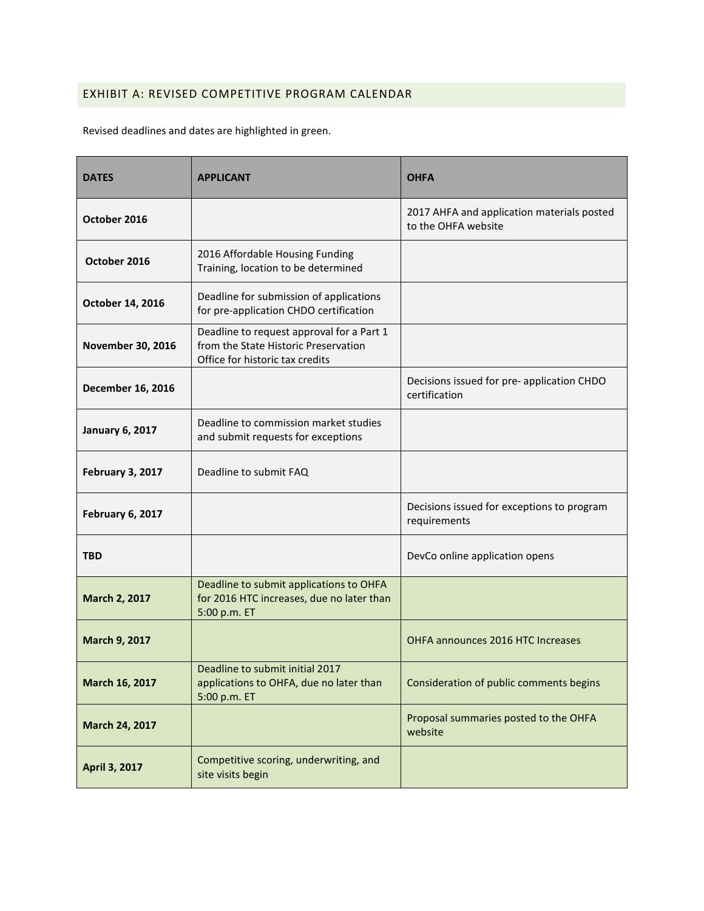## EXHIBIT A: REVISED COMPETITIVE PROGRAM CALENDAR

Revised deadlines and dates are highlighted in green.

| DATES | APPLICANT | OHFA |
|---|---|---|
| **October 2016** | | 2017 AHFA and application materials posted to the OHFA website |
| **October 2016** | 2016 Affordable Housing Funding Training, location to be determined | |
| **October 14, 2016** | Deadline for submission of applications for pre-application CHDO certification | |
| **November 30, 2016** | Deadline to request approval for a Part 1 from the State Historic Preservation Office for historic tax credits | |
| **December 16, 2016** | | Decisions issued for pre- application CHDO certification |
| **January 6, 2017** | Deadline to commission market studies and submit requests for exceptions | |
| **February 3, 2017** | Deadline to submit FAQ | |
| **February 6, 2017** | | Decisions issued for exceptions to program requirements |
| **TBD** | | DevCo online application opens |
| **March 2, 2017** | Deadline to submit applications to OHFA for 2016 HTC increases, due no later than 5:00 p.m. ET | |
| **March 9, 2017** | | OHFA announces 2016 HTC Increases |
| **March 16, 2017** | Deadline to submit initial 2017 applications to OHFA, due no later than 5:00 p.m. ET | Consideration of public comments begins |
| **March 24, 2017** | | Proposal summaries posted to the OHFA website |
| **April 3, 2017** | Competitive scoring, underwriting, and site visits begin | |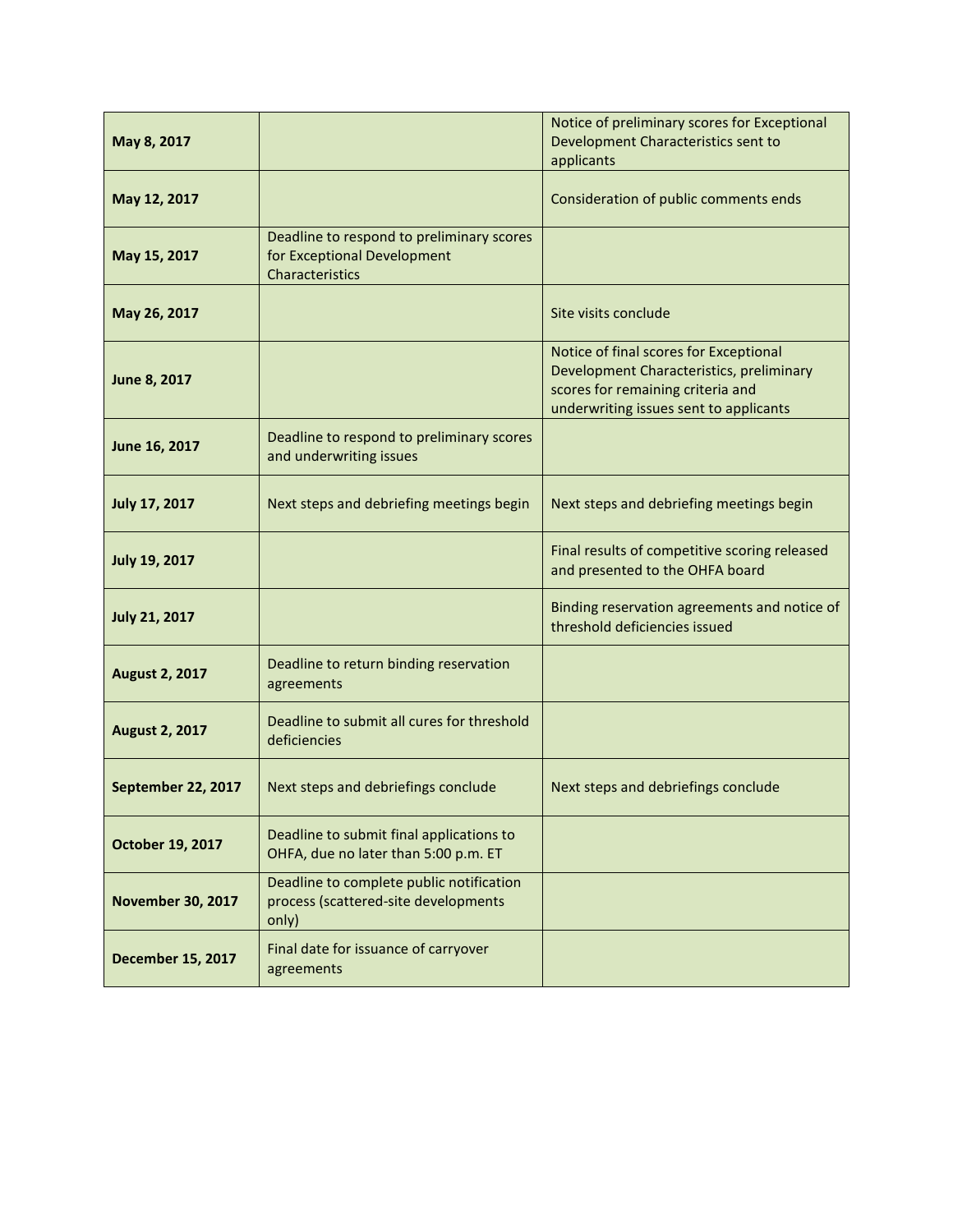| | | |
|---|---|---|
| **May 8, 2017** | | Notice of preliminary scores for Exceptional Development Characteristics sent to applicants |
| **May 12, 2017** | | Consideration of public comments ends |
| **May 15, 2017** | Deadline to respond to preliminary scores for Exceptional Development Characteristics | |
| **May 26, 2017** | | Site visits conclude |
| **June 8, 2017** | | Notice of final scores for Exceptional Development Characteristics, preliminary scores for remaining criteria and underwriting issues sent to applicants |
| **June 16, 2017** | Deadline to respond to preliminary scores and underwriting issues | |
| **July 17, 2017** | Next steps and debriefing meetings begin | Next steps and debriefing meetings begin |
| **July 19, 2017** | | Final results of competitive scoring released and presented to the OHFA board |
| **July 21, 2017** | | Binding reservation agreements and notice of threshold deficiencies issued |
| **August 2, 2017** | Deadline to return binding reservation agreements | |
| **August 2, 2017** | Deadline to submit all cures for threshold deficiencies | |
| **September 22, 2017** | Next steps and debriefings conclude | Next steps and debriefings conclude |
| **October 19, 2017** | Deadline to submit final applications to OHFA, due no later than 5:00 p.m. ET | |
| **November 30, 2017** | Deadline to complete public notification process (scattered-site developments only) | |
| **December 15, 2017** | Final date for issuance of carryover agreements | |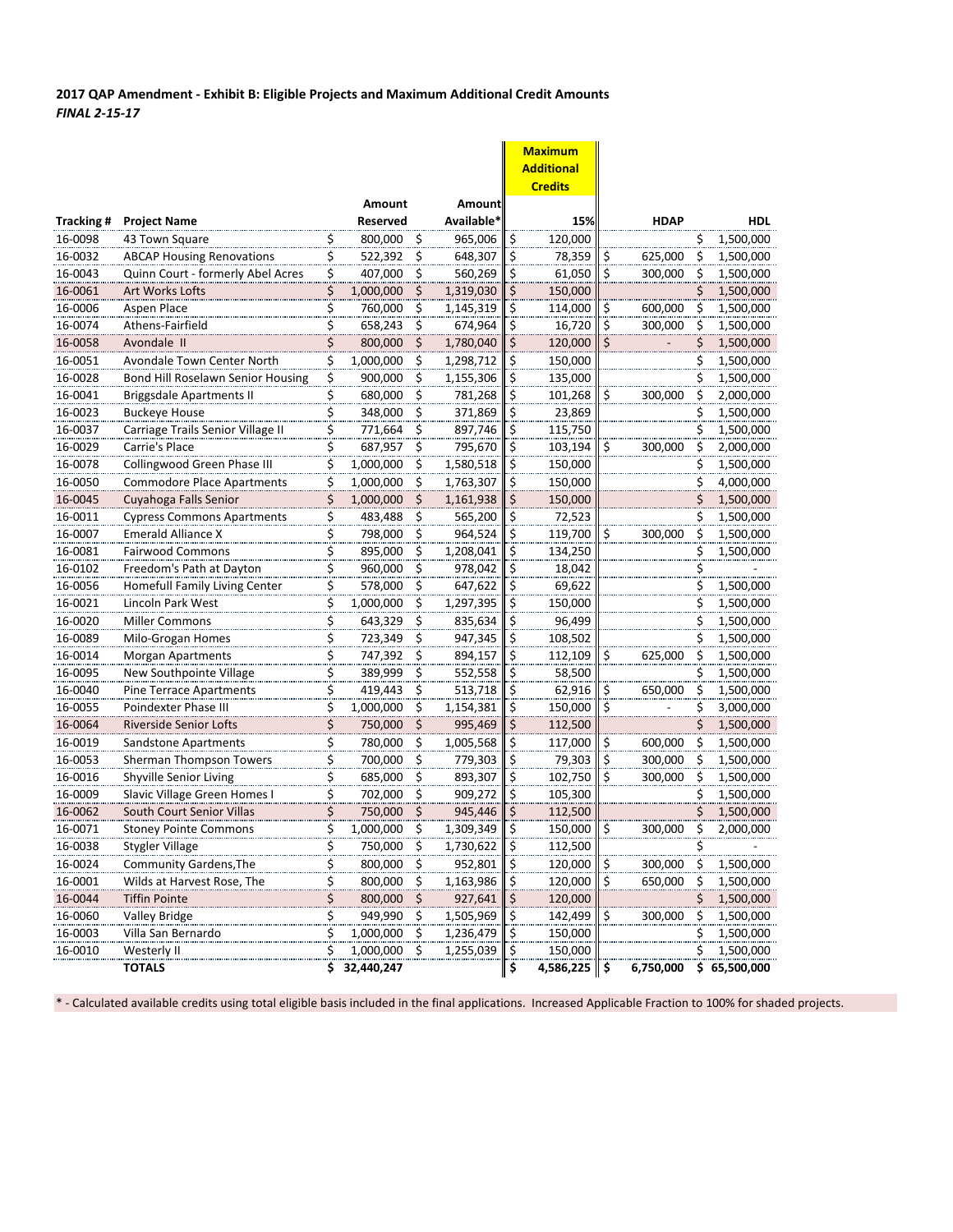**2017 QAP Amendment - Exhibit B: Eligible Projects and Maximum Additional Credit Amounts**
*FINAL 2-15-17*

| Tracking # | Project Name | Amount Reserved | Amount Available* | Maximum Additional Credits 15% | HDAP | HDL |
|---|---|---|---|---|---|---|
| 16-0098 | 43 Town Square | $ 800,000 | $ 965,006 | $ 120,000 | | $ 1,500,000 |
| 16-0032 | ABCAP Housing Renovations | $ 522,392 | $ 648,307 | $ 78,359 | $ 625,000 | $ 1,500,000 |
| 16-0043 | Quinn Court - formerly Abel Acres | $ 407,000 | $ 560,269 | $ 61,050 | $ 300,000 | $ 1,500,000 |
| 16-0061 | Art Works Lofts | $ 1,000,000 | $ 1,319,030 | $ 150,000 | | $ 1,500,000 |
| 16-0006 | Aspen Place | $ 760,000 | $ 1,145,319 | $ 114,000 | $ 600,000 | $ 1,500,000 |
| 16-0074 | Athens-Fairfield | $ 658,243 | $ 674,964 | $ 16,720 | $ 300,000 | $ 1,500,000 |
| 16-0058 | Avondale II | $ 800,000 | $ 1,780,040 | $ 120,000 | $ - | $ 1,500,000 |
| 16-0051 | Avondale Town Center North | $ 1,000,000 | $ 1,298,712 | $ 150,000 | | $ 1,500,000 |
| 16-0028 | Bond Hill Roselawn Senior Housing | $ 900,000 | $ 1,155,306 | $ 135,000 | | $ 1,500,000 |
| 16-0041 | Briggsdale Apartments II | $ 680,000 | $ 781,268 | $ 101,268 | $ 300,000 | $ 2,000,000 |
| 16-0023 | Buckeye House | $ 348,000 | $ 371,869 | $ 23,869 | | $ 1,500,000 |
| 16-0037 | Carriage Trails Senior Village II | $ 771,664 | $ 897,746 | $ 115,750 | | $ 1,500,000 |
| 16-0029 | Carrie's Place | $ 687,957 | $ 795,670 | $ 103,194 | $ 300,000 | $ 2,000,000 |
| 16-0078 | Collingwood Green Phase III | $ 1,000,000 | $ 1,580,518 | $ 150,000 | | $ 1,500,000 |
| 16-0050 | Commodore Place Apartments | $ 1,000,000 | $ 1,763,307 | $ 150,000 | | $ 4,000,000 |
| 16-0045 | Cuyahoga Falls Senior | $ 1,000,000 | $ 1,161,938 | $ 150,000 | | $ 1,500,000 |
| 16-0011 | Cypress Commons Apartments | $ 483,488 | $ 565,200 | $ 72,523 | | $ 1,500,000 |
| 16-0007 | Emerald Alliance X | $ 798,000 | $ 964,524 | $ 119,700 | $ 300,000 | $ 1,500,000 |
| 16-0081 | Fairwood Commons | $ 895,000 | $ 1,208,041 | $ 134,250 | | $ 1,500,000 |
| 16-0102 | Freedom's Path at Dayton | $ 960,000 | $ 978,042 | $ 18,042 | | $ - |
| 16-0056 | Homefull Family Living Center | $ 578,000 | $ 647,622 | $ 69,622 | | $ 1,500,000 |
| 16-0021 | Lincoln Park West | $ 1,000,000 | $ 1,297,395 | $ 150,000 | | $ 1,500,000 |
| 16-0020 | Miller Commons | $ 643,329 | $ 835,634 | $ 96,499 | | $ 1,500,000 |
| 16-0089 | Milo-Grogan Homes | $ 723,349 | $ 947,345 | $ 108,502 | | $ 1,500,000 |
| 16-0014 | Morgan Apartments | $ 747,392 | $ 894,157 | $ 112,109 | $ 625,000 | $ 1,500,000 |
| 16-0095 | New Southpointe Village | $ 389,999 | $ 552,558 | $ 58,500 | | $ 1,500,000 |
| 16-0040 | Pine Terrace Apartments | $ 419,443 | $ 513,718 | $ 62,916 | $ 650,000 | $ 1,500,000 |
| 16-0055 | Poindexter Phase III | $ 1,000,000 | $ 1,154,381 | $ 150,000 | $ - | $ 3,000,000 |
| 16-0064 | Riverside Senior Lofts | $ 750,000 | $ 995,469 | $ 112,500 | | $ 1,500,000 |
| 16-0019 | Sandstone Apartments | $ 780,000 | $ 1,005,568 | $ 117,000 | $ 600,000 | $ 1,500,000 |
| 16-0053 | Sherman Thompson Towers | $ 700,000 | $ 779,303 | $ 79,303 | $ 300,000 | $ 1,500,000 |
| 16-0016 | Shyville Senior Living | $ 685,000 | $ 893,307 | $ 102,750 | $ 300,000 | $ 1,500,000 |
| 16-0009 | Slavic Village Green Homes I | $ 702,000 | $ 909,272 | $ 105,300 | | $ 1,500,000 |
| 16-0062 | South Court Senior Villas | $ 750,000 | $ 945,446 | $ 112,500 | | $ 1,500,000 |
| 16-0071 | Stoney Pointe Commons | $ 1,000,000 | $ 1,309,349 | $ 150,000 | $ 300,000 | $ 2,000,000 |
| 16-0038 | Stygler Village | $ 750,000 | $ 1,730,622 | $ 112,500 | | $ - |
| 16-0024 | Community Gardens,The | $ 800,000 | $ 952,801 | $ 120,000 | $ 300,000 | $ 1,500,000 |
| 16-0001 | Wilds at Harvest Rose, The | $ 800,000 | $ 1,163,986 | $ 120,000 | $ 650,000 | $ 1,500,000 |
| 16-0044 | Tiffin Pointe | $ 800,000 | $ 927,641 | $ 120,000 | | $ 1,500,000 |
| 16-0060 | Valley Bridge | $ 949,990 | $ 1,505,969 | $ 142,499 | $ 300,000 | $ 1,500,000 |
| 16-0003 | Villa San Bernardo | $ 1,000,000 | $ 1,236,479 | $ 150,000 | | $ 1,500,000 |
| 16-0010 | Westerly II | $ 1,000,000 | $ 1,255,039 | $ 150,000 | | $ 1,500,000 |
| | **TOTALS** | **$ 32,440,247** | | **$ 4,586,225** | **$ 6,750,000** | **$ 65,500,000** |

* - Calculated available credits using total eligible basis included in the final applications. Increased Applicable Fraction to 100% for shaded projects.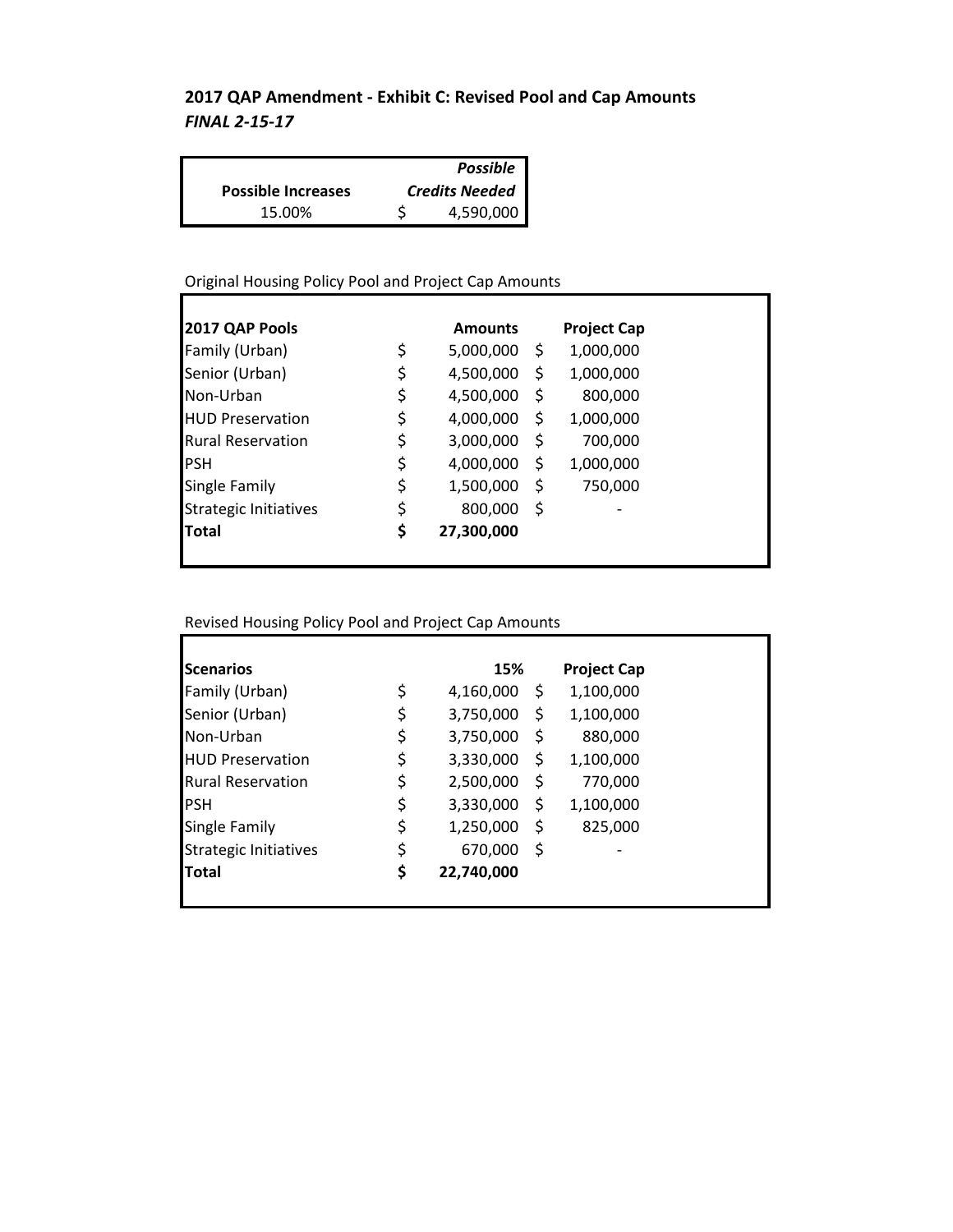## 2017 QAP Amendment - Exhibit C: Revised Pool and Cap Amounts

***FINAL 2-15-17***

| Possible Increases | *Possible Credits Needed* |
|---|---|
| 15.00% | $ 4,590,000 |

Original Housing Policy Pool and Project Cap Amounts

| 2017 QAP Pools | Amounts | Project Cap |
|---|---|---|
| Family (Urban) | $ 5,000,000 | $ 1,000,000 |
| Senior (Urban) | $ 4,500,000 | $ 1,000,000 |
| Non-Urban | $ 4,500,000 | $ 800,000 |
| HUD Preservation | $ 4,000,000 | $ 1,000,000 |
| Rural Reservation | $ 3,000,000 | $ 700,000 |
| PSH | $ 4,000,000 | $ 1,000,000 |
| Single Family | $ 1,500,000 | $ 750,000 |
| Strategic Initiatives | $ 800,000 | $ - |
| **Total** | **$ 27,300,000** | |

Revised Housing Policy Pool and Project Cap Amounts

| Scenarios | 15% | Project Cap |
|---|---|---|
| Family (Urban) | $ 4,160,000 | $ 1,100,000 |
| Senior (Urban) | $ 3,750,000 | $ 1,100,000 |
| Non-Urban | $ 3,750,000 | $ 880,000 |
| HUD Preservation | $ 3,330,000 | $ 1,100,000 |
| Rural Reservation | $ 2,500,000 | $ 770,000 |
| PSH | $ 3,330,000 | $ 1,100,000 |
| Single Family | $ 1,250,000 | $ 825,000 |
| Strategic Initiatives | $ 670,000 | $ - |
| **Total** | **$ 22,740,000** | |